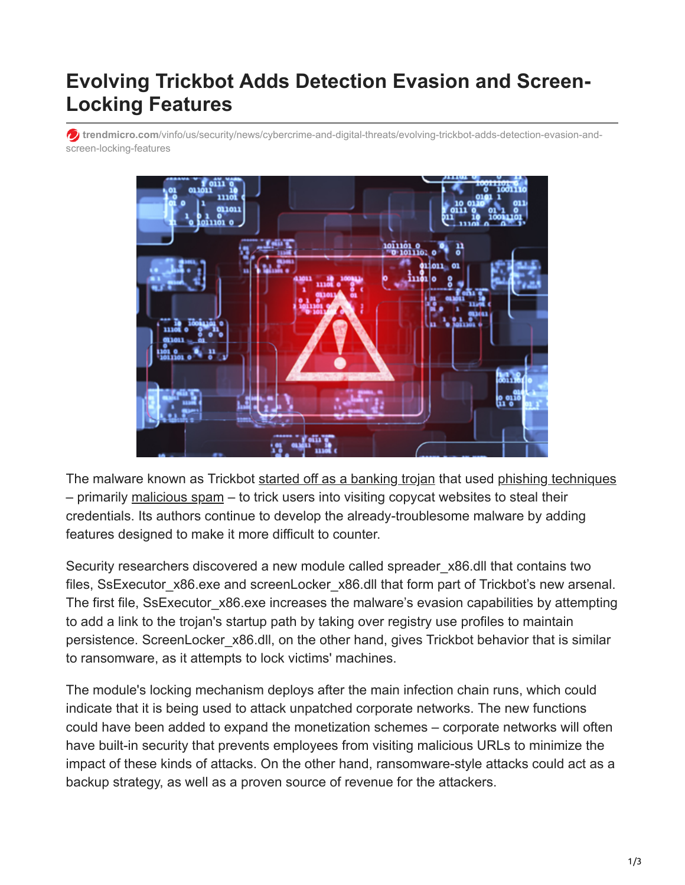# Evolving Trickbot Adds Detection Evasion and Screen-Locking Features

trendmicro.com/vinfo/us/security/news/cybercrime-and-digital-threats/evolving-trickbot-adds-detection-evasion-and-screen-locking-features

The malware known as Trickbot started off as a banking trojan that used phishing techniques – primarily malicious spam – to trick users into visiting copycat websites to steal their credentials. Its authors continue to develop the already-troublesome malware by adding features designed to make it more difficult to counter.

Security researchers discovered a new module called spreader_x86.dll that contains two files, SsExecutor_x86.exe and screenLocker_x86.dll that form part of Trickbot's new arsenal. The first file, SsExecutor_x86.exe increases the malware's evasion capabilities by attempting to add a link to the trojan's startup path by taking over registry use profiles to maintain persistence. ScreenLocker_x86.dll, on the other hand, gives Trickbot behavior that is similar to ransomware, as it attempts to lock victims' machines.

The module's locking mechanism deploys after the main infection chain runs, which could indicate that it is being used to attack unpatched corporate networks. The new functions could have been added to expand the monetization schemes – corporate networks will often have built-in security that prevents employees from visiting malicious URLs to minimize the impact of these kinds of attacks. On the other hand, ransomware-style attacks could act as a backup strategy, as well as a proven source of revenue for the attackers.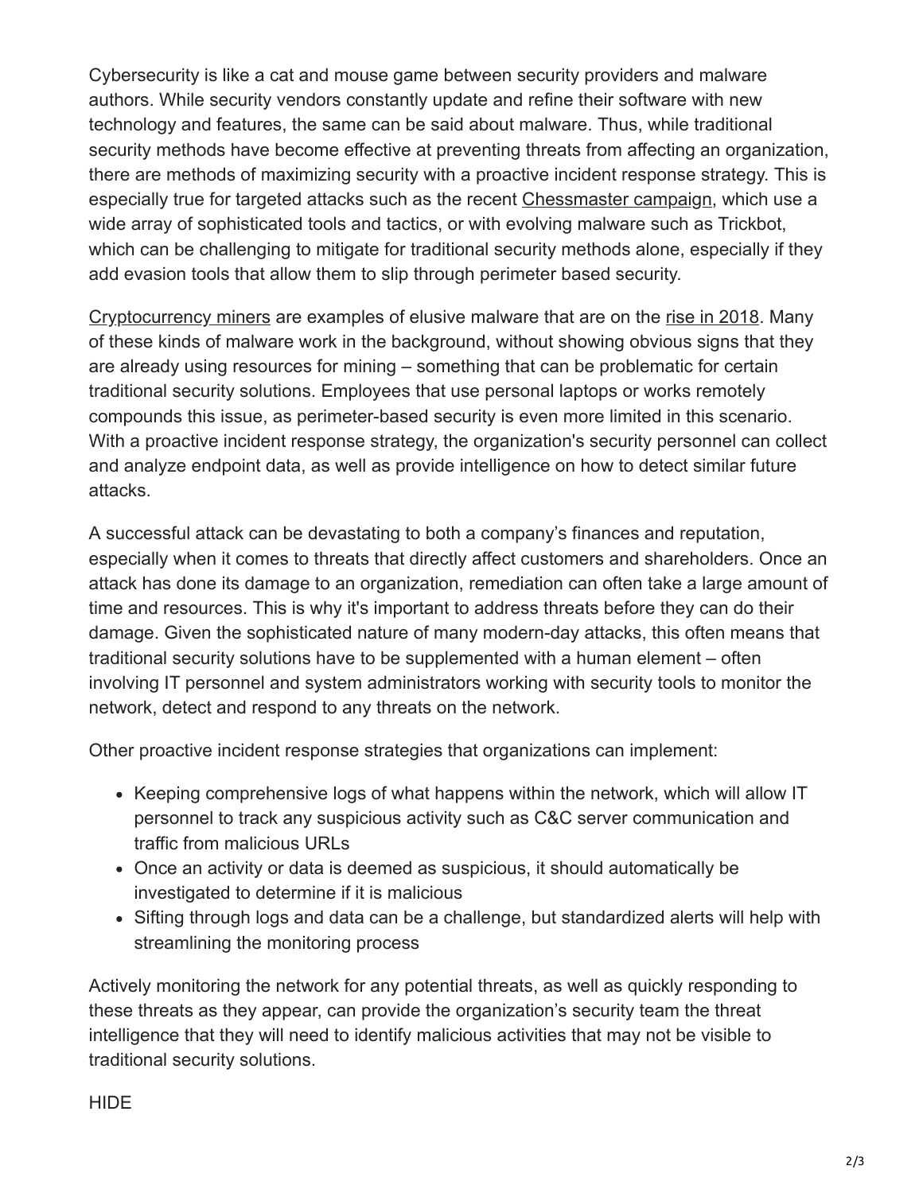Cybersecurity is like a cat and mouse game between security providers and malware authors. While security vendors constantly update and refine their software with new technology and features, the same can be said about malware. Thus, while traditional security methods have become effective at preventing threats from affecting an organization, there are methods of maximizing security with a proactive incident response strategy. This is especially true for targeted attacks such as the recent Chessmaster campaign, which use a wide array of sophisticated tools and tactics, or with evolving malware such as Trickbot, which can be challenging to mitigate for traditional security methods alone, especially if they add evasion tools that allow them to slip through perimeter based security.

Cryptocurrency miners are examples of elusive malware that are on the rise in 2018. Many of these kinds of malware work in the background, without showing obvious signs that they are already using resources for mining – something that can be problematic for certain traditional security solutions. Employees that use personal laptops or works remotely compounds this issue, as perimeter-based security is even more limited in this scenario. With a proactive incident response strategy, the organization's security personnel can collect and analyze endpoint data, as well as provide intelligence on how to detect similar future attacks.

A successful attack can be devastating to both a company's finances and reputation, especially when it comes to threats that directly affect customers and shareholders. Once an attack has done its damage to an organization, remediation can often take a large amount of time and resources. This is why it's important to address threats before they can do their damage. Given the sophisticated nature of many modern-day attacks, this often means that traditional security solutions have to be supplemented with a human element – often involving IT personnel and system administrators working with security tools to monitor the network, detect and respond to any threats on the network.

Other proactive incident response strategies that organizations can implement:

- Keeping comprehensive logs of what happens within the network, which will allow IT personnel to track any suspicious activity such as C&C server communication and traffic from malicious URLs
- Once an activity or data is deemed as suspicious, it should automatically be investigated to determine if it is malicious
- Sifting through logs and data can be a challenge, but standardized alerts will help with streamlining the monitoring process

Actively monitoring the network for any potential threats, as well as quickly responding to these threats as they appear, can provide the organization's security team the threat intelligence that they will need to identify malicious activities that may not be visible to traditional security solutions.

HIDE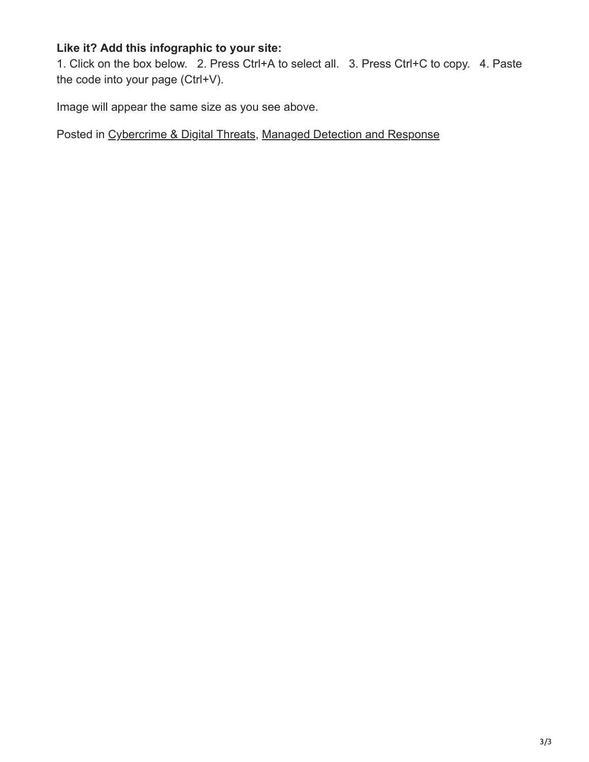**Like it? Add this infographic to your site:**
1. Click on the box below. 2. Press Ctrl+A to select all. 3. Press Ctrl+C to copy. 4. Paste the code into your page (Ctrl+V).

Image will appear the same size as you see above.

Posted in Cybercrime & Digital Threats, Managed Detection and Response